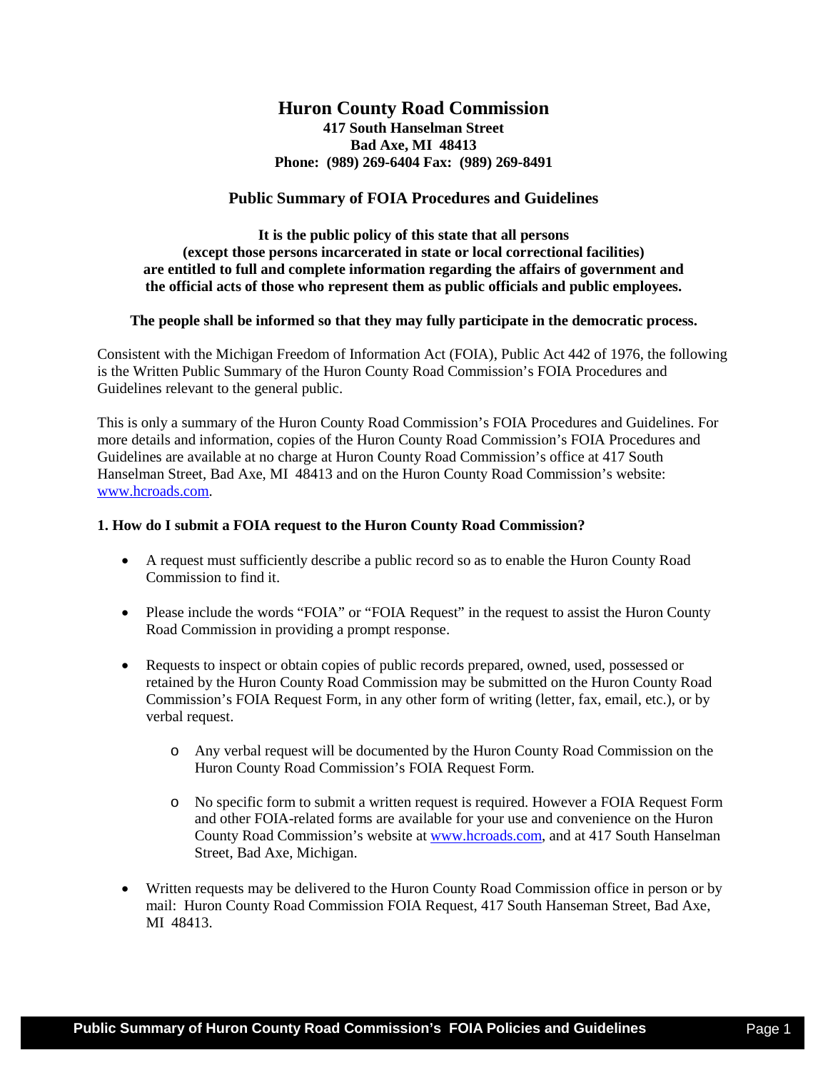# Huron County Road Commission

**417 South Hanselman Street**
**Bad Axe, MI 48413**
**Phone: (989) 269-6404 Fax: (989) 269-8491**

## Public Summary of FOIA Procedures and Guidelines

**It is the public policy of this state that all persons (except those persons incarcerated in state or local correctional facilities) are entitled to full and complete information regarding the affairs of government and the official acts of those who represent them as public officials and public employees.**

**The people shall be informed so that they may fully participate in the democratic process.**

Consistent with the Michigan Freedom of Information Act (FOIA), Public Act 442 of 1976, the following is the Written Public Summary of the Huron County Road Commission's FOIA Procedures and Guidelines relevant to the general public.

This is only a summary of the Huron County Road Commission's FOIA Procedures and Guidelines. For more details and information, copies of the Huron County Road Commission's FOIA Procedures and Guidelines are available at no charge at Huron County Road Commission's office at 417 South Hanselman Street, Bad Axe, MI 48413 and on the Huron County Road Commission's website: www.hcroads.com.

### 1. How do I submit a FOIA request to the Huron County Road Commission?

- A request must sufficiently describe a public record so as to enable the Huron County Road Commission to find it.
- Please include the words "FOIA" or "FOIA Request" in the request to assist the Huron County Road Commission in providing a prompt response.
- Requests to inspect or obtain copies of public records prepared, owned, used, possessed or retained by the Huron County Road Commission may be submitted on the Huron County Road Commission's FOIA Request Form, in any other form of writing (letter, fax, email, etc.), or by verbal request.
  - Any verbal request will be documented by the Huron County Road Commission on the Huron County Road Commission's FOIA Request Form.
  - No specific form to submit a written request is required. However a FOIA Request Form and other FOIA-related forms are available for your use and convenience on the Huron County Road Commission's website at www.hcroads.com, and at 417 South Hanselman Street, Bad Axe, Michigan.
- Written requests may be delivered to the Huron County Road Commission office in person or by mail: Huron County Road Commission FOIA Request, 417 South Hanseman Street, Bad Axe, MI 48413.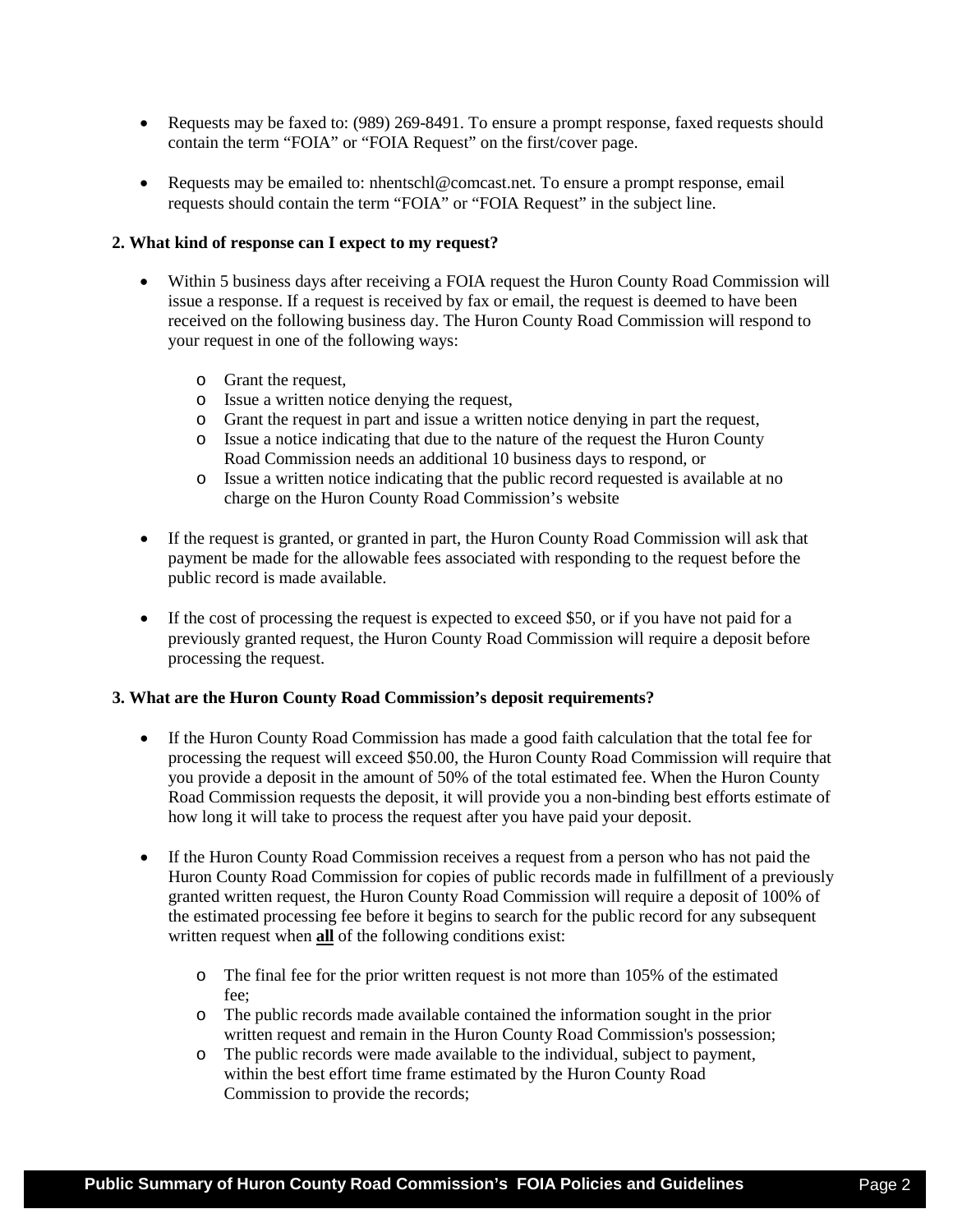- Requests may be faxed to: (989) 269-8491. To ensure a prompt response, faxed requests should contain the term "FOIA" or "FOIA Request" on the first/cover page.

- Requests may be emailed to: nhentschl@comcast.net. To ensure a prompt response, email requests should contain the term "FOIA" or "FOIA Request" in the subject line.

**2. What kind of response can I expect to my request?**

- Within 5 business days after receiving a FOIA request the Huron County Road Commission will issue a response. If a request is received by fax or email, the request is deemed to have been received on the following business day. The Huron County Road Commission will respond to your request in one of the following ways:
  - Grant the request,
  - Issue a written notice denying the request,
  - Grant the request in part and issue a written notice denying in part the request,
  - Issue a notice indicating that due to the nature of the request the Huron County Road Commission needs an additional 10 business days to respond, or
  - Issue a written notice indicating that the public record requested is available at no charge on the Huron County Road Commission's website

- If the request is granted, or granted in part, the Huron County Road Commission will ask that payment be made for the allowable fees associated with responding to the request before the public record is made available.

- If the cost of processing the request is expected to exceed $50, or if you have not paid for a previously granted request, the Huron County Road Commission will require a deposit before processing the request.

**3. What are the Huron County Road Commission's deposit requirements?**

- If the Huron County Road Commission has made a good faith calculation that the total fee for processing the request will exceed $50.00, the Huron County Road Commission will require that you provide a deposit in the amount of 50% of the total estimated fee. When the Huron County Road Commission requests the deposit, it will provide you a non-binding best efforts estimate of how long it will take to process the request after you have paid your deposit.

- If the Huron County Road Commission receives a request from a person who has not paid the Huron County Road Commission for copies of public records made in fulfillment of a previously granted written request, the Huron County Road Commission will require a deposit of 100% of the estimated processing fee before it begins to search for the public record for any subsequent written request when **all** of the following conditions exist:
  - The final fee for the prior written request is not more than 105% of the estimated fee;
  - The public records made available contained the information sought in the prior written request and remain in the Huron County Road Commission's possession;
  - The public records were made available to the individual, subject to payment, within the best effort time frame estimated by the Huron County Road Commission to provide the records;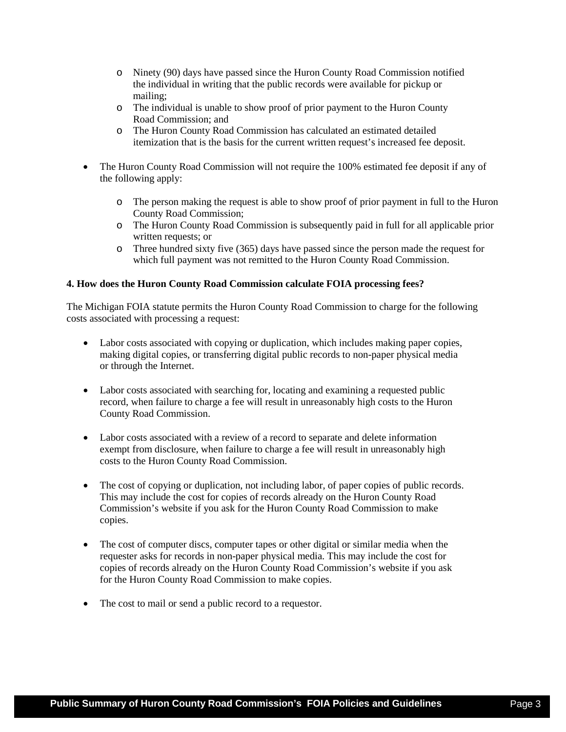- Ninety (90) days have passed since the Huron County Road Commission notified the individual in writing that the public records were available for pickup or mailing;
  - The individual is unable to show proof of prior payment to the Huron County Road Commission; and
  - The Huron County Road Commission has calculated an estimated detailed itemization that is the basis for the current written request's increased fee deposit.

- The Huron County Road Commission will not require the 100% estimated fee deposit if any of the following apply:
  - The person making the request is able to show proof of prior payment in full to the Huron County Road Commission;
  - The Huron County Road Commission is subsequently paid in full for all applicable prior written requests; or
  - Three hundred sixty five (365) days have passed since the person made the request for which full payment was not remitted to the Huron County Road Commission.

**4. How does the Huron County Road Commission calculate FOIA processing fees?**

The Michigan FOIA statute permits the Huron County Road Commission to charge for the following costs associated with processing a request:

- Labor costs associated with copying or duplication, which includes making paper copies, making digital copies, or transferring digital public records to non-paper physical media or through the Internet.

- Labor costs associated with searching for, locating and examining a requested public record, when failure to charge a fee will result in unreasonably high costs to the Huron County Road Commission.

- Labor costs associated with a review of a record to separate and delete information exempt from disclosure, when failure to charge a fee will result in unreasonably high costs to the Huron County Road Commission.

- The cost of copying or duplication, not including labor, of paper copies of public records. This may include the cost for copies of records already on the Huron County Road Commission's website if you ask for the Huron County Road Commission to make copies.

- The cost of computer discs, computer tapes or other digital or similar media when the requester asks for records in non-paper physical media. This may include the cost for copies of records already on the Huron County Road Commission's website if you ask for the Huron County Road Commission to make copies.

- The cost to mail or send a public record to a requestor.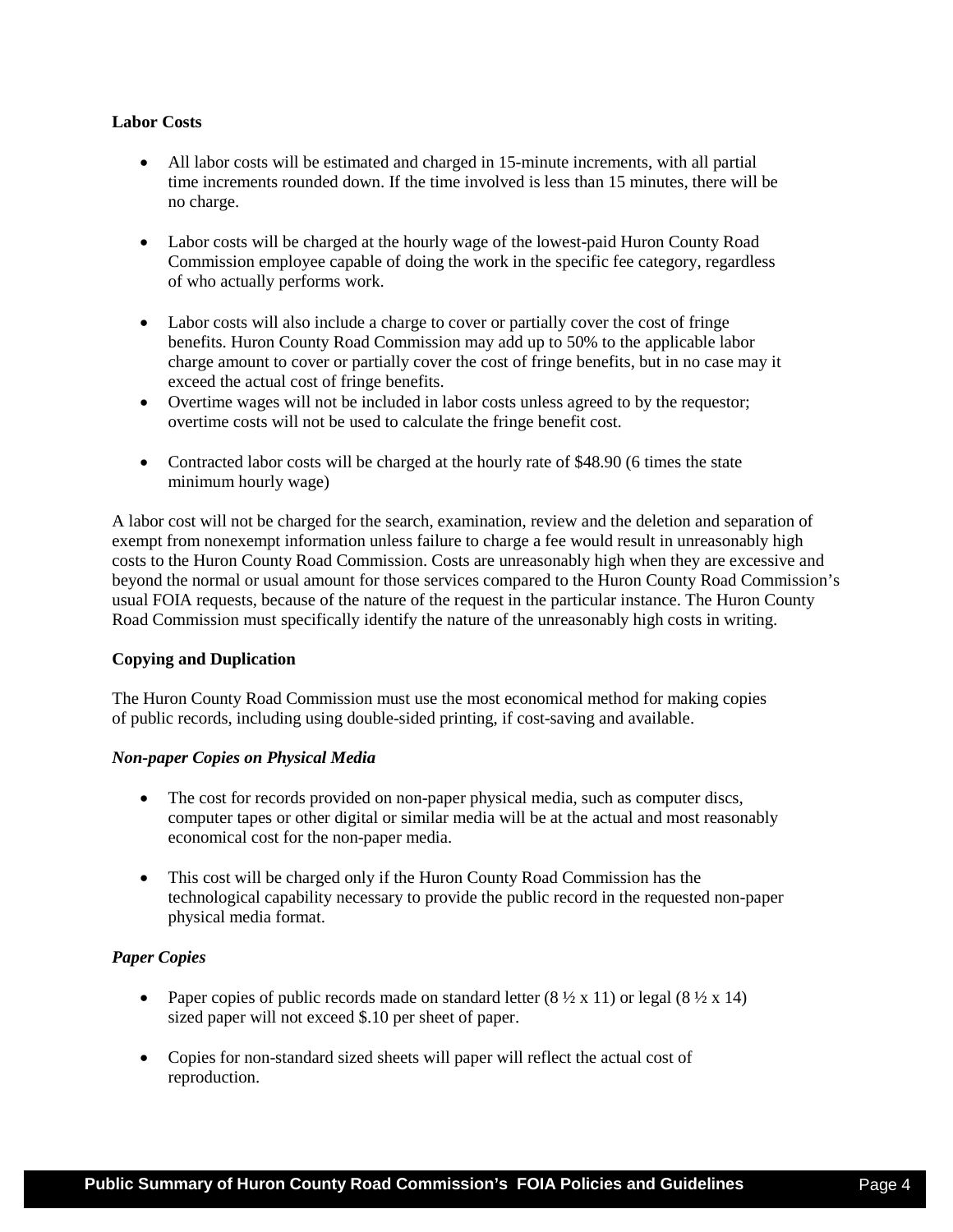**Labor Costs**

- All labor costs will be estimated and charged in 15-minute increments, with all partial time increments rounded down. If the time involved is less than 15 minutes, there will be no charge.
- Labor costs will be charged at the hourly wage of the lowest-paid Huron County Road Commission employee capable of doing the work in the specific fee category, regardless of who actually performs work.
- Labor costs will also include a charge to cover or partially cover the cost of fringe benefits. Huron County Road Commission may add up to 50% to the applicable labor charge amount to cover or partially cover the cost of fringe benefits, but in no case may it exceed the actual cost of fringe benefits.
- Overtime wages will not be included in labor costs unless agreed to by the requestor; overtime costs will not be used to calculate the fringe benefit cost.
- Contracted labor costs will be charged at the hourly rate of $48.90 (6 times the state minimum hourly wage)

A labor cost will not be charged for the search, examination, review and the deletion and separation of exempt from nonexempt information unless failure to charge a fee would result in unreasonably high costs to the Huron County Road Commission. Costs are unreasonably high when they are excessive and beyond the normal or usual amount for those services compared to the Huron County Road Commission's usual FOIA requests, because of the nature of the request in the particular instance. The Huron County Road Commission must specifically identify the nature of the unreasonably high costs in writing.

**Copying and Duplication**

The Huron County Road Commission must use the most economical method for making copies of public records, including using double-sided printing, if cost-saving and available.

***Non-paper Copies on Physical Media***

- The cost for records provided on non-paper physical media, such as computer discs, computer tapes or other digital or similar media will be at the actual and most reasonably economical cost for the non-paper media.
- This cost will be charged only if the Huron County Road Commission has the technological capability necessary to provide the public record in the requested non-paper physical media format.

***Paper Copies***

- Paper copies of public records made on standard letter (8 ½ x 11) or legal (8 ½ x 14) sized paper will not exceed $.10 per sheet of paper.
- Copies for non-standard sized sheets will paper will reflect the actual cost of reproduction.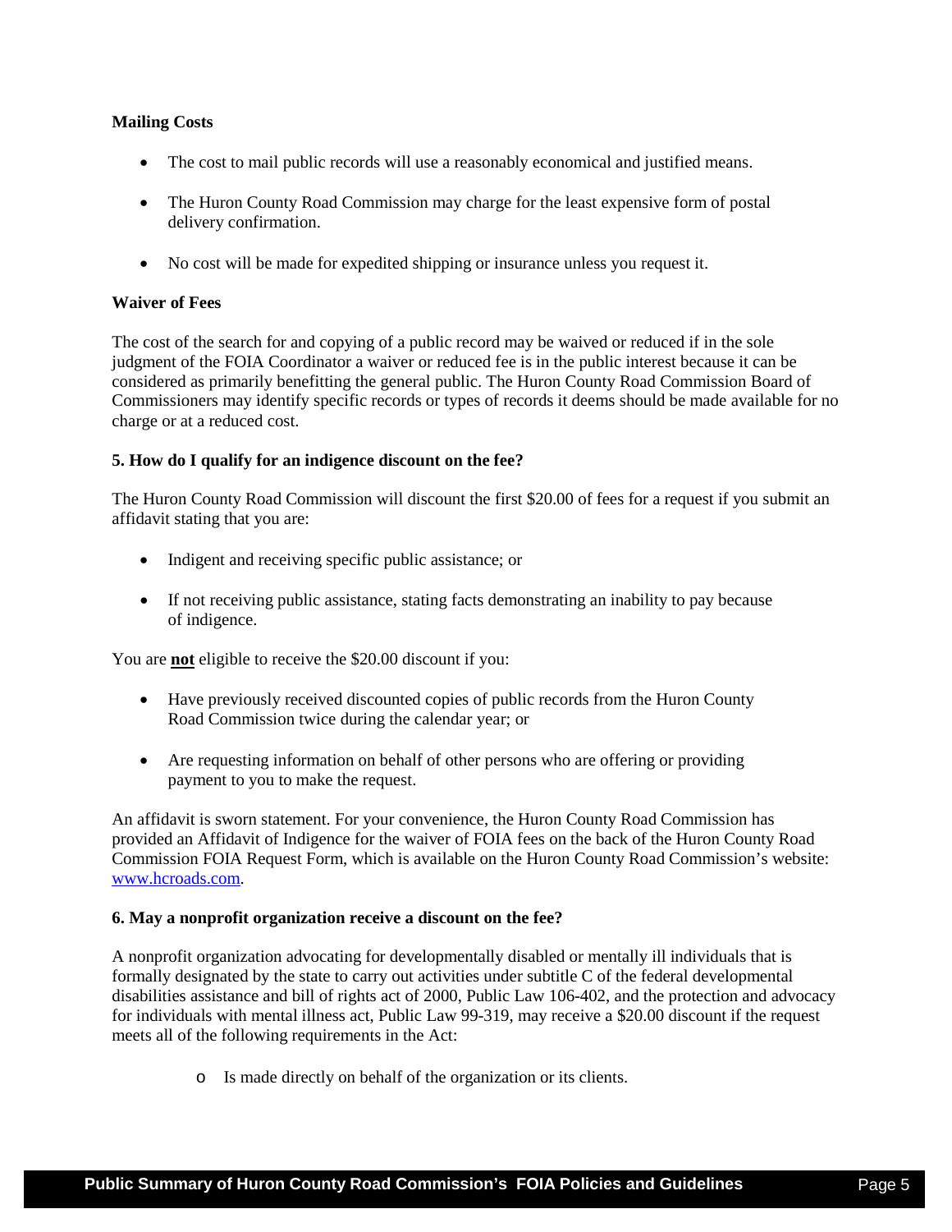**Mailing Costs**

- The cost to mail public records will use a reasonably economical and justified means.
- The Huron County Road Commission may charge for the least expensive form of postal delivery confirmation.
- No cost will be made for expedited shipping or insurance unless you request it.

**Waiver of Fees**

The cost of the search for and copying of a public record may be waived or reduced if in the sole judgment of the FOIA Coordinator a waiver or reduced fee is in the public interest because it can be considered as primarily benefitting the general public. The Huron County Road Commission Board of Commissioners may identify specific records or types of records it deems should be made available for no charge or at a reduced cost.

**5. How do I qualify for an indigence discount on the fee?**

The Huron County Road Commission will discount the first $20.00 of fees for a request if you submit an affidavit stating that you are:

- Indigent and receiving specific public assistance; or
- If not receiving public assistance, stating facts demonstrating an inability to pay because of indigence.

You are **not** eligible to receive the $20.00 discount if you:

- Have previously received discounted copies of public records from the Huron County Road Commission twice during the calendar year; or
- Are requesting information on behalf of other persons who are offering or providing payment to you to make the request.

An affidavit is sworn statement. For your convenience, the Huron County Road Commission has provided an Affidavit of Indigence for the waiver of FOIA fees on the back of the Huron County Road Commission FOIA Request Form, which is available on the Huron County Road Commission's website: [www.hcroads.com](http://www.hcroads.com).

**6. May a nonprofit organization receive a discount on the fee?**

A nonprofit organization advocating for developmentally disabled or mentally ill individuals that is formally designated by the state to carry out activities under subtitle C of the federal developmental disabilities assistance and bill of rights act of 2000, Public Law 106-402, and the protection and advocacy for individuals with mental illness act, Public Law 99-319, may receive a $20.00 discount if the request meets all of the following requirements in the Act:

  - Is made directly on behalf of the organization or its clients.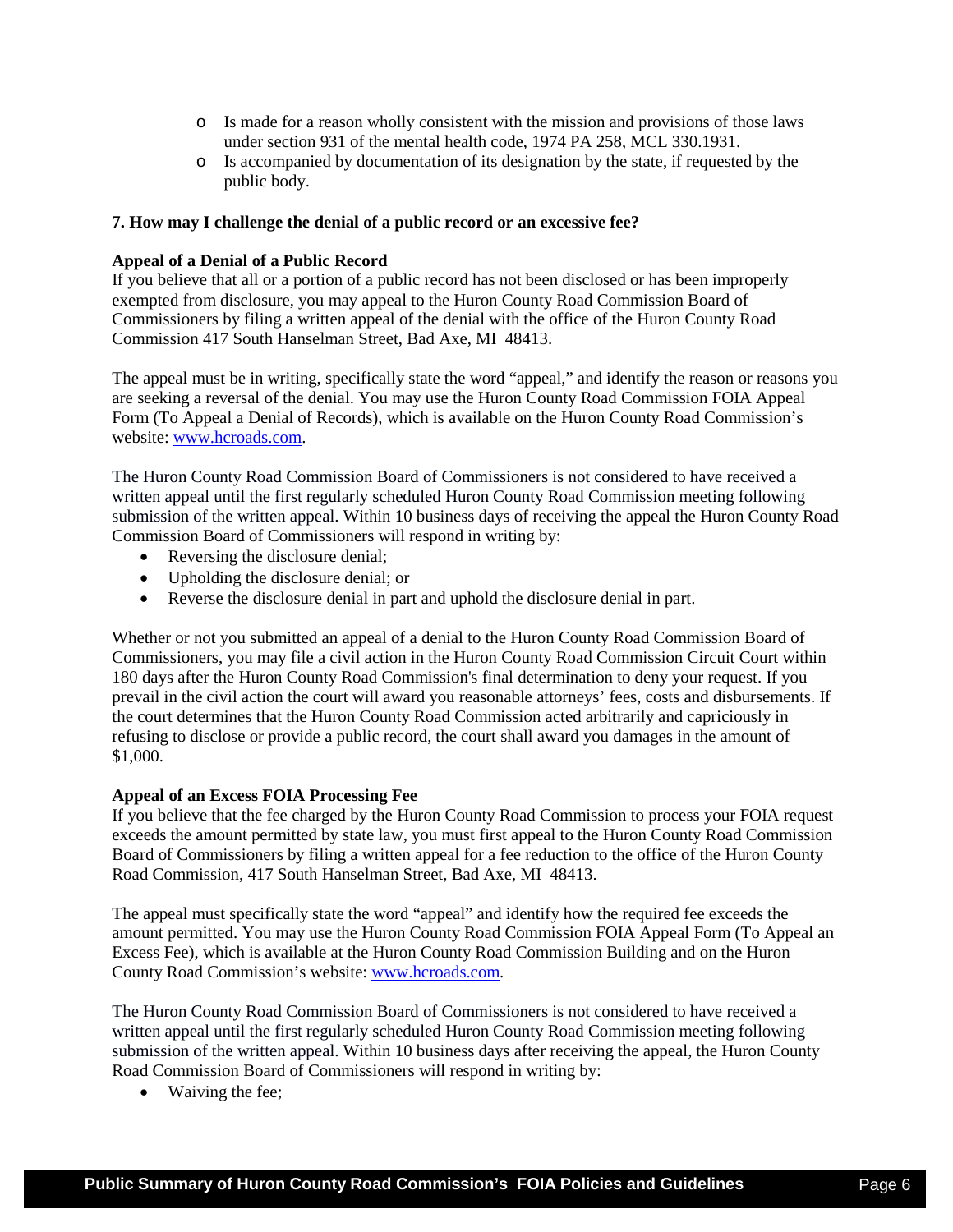- Is made for a reason wholly consistent with the mission and provisions of those laws under section 931 of the mental health code, 1974 PA 258, MCL 330.1931.
- Is accompanied by documentation of its designation by the state, if requested by the public body.

**7. How may I challenge the denial of a public record or an excessive fee?**

**Appeal of a Denial of a Public Record**

If you believe that all or a portion of a public record has not been disclosed or has been improperly exempted from disclosure, you may appeal to the Huron County Road Commission Board of Commissioners by filing a written appeal of the denial with the office of the Huron County Road Commission 417 South Hanselman Street, Bad Axe, MI 48413.

The appeal must be in writing, specifically state the word "appeal," and identify the reason or reasons you are seeking a reversal of the denial. You may use the Huron County Road Commission FOIA Appeal Form (To Appeal a Denial of Records), which is available on the Huron County Road Commission's website: www.hcroads.com.

The Huron County Road Commission Board of Commissioners is not considered to have received a written appeal until the first regularly scheduled Huron County Road Commission meeting following submission of the written appeal. Within 10 business days of receiving the appeal the Huron County Road Commission Board of Commissioners will respond in writing by:

- Reversing the disclosure denial;
- Upholding the disclosure denial; or
- Reverse the disclosure denial in part and uphold the disclosure denial in part.

Whether or not you submitted an appeal of a denial to the Huron County Road Commission Board of Commissioners, you may file a civil action in the Huron County Road Commission Circuit Court within 180 days after the Huron County Road Commission's final determination to deny your request. If you prevail in the civil action the court will award you reasonable attorneys' fees, costs and disbursements. If the court determines that the Huron County Road Commission acted arbitrarily and capriciously in refusing to disclose or provide a public record, the court shall award you damages in the amount of $1,000.

**Appeal of an Excess FOIA Processing Fee**

If you believe that the fee charged by the Huron County Road Commission to process your FOIA request exceeds the amount permitted by state law, you must first appeal to the Huron County Road Commission Board of Commissioners by filing a written appeal for a fee reduction to the office of the Huron County Road Commission, 417 South Hanselman Street, Bad Axe, MI 48413.

The appeal must specifically state the word "appeal" and identify how the required fee exceeds the amount permitted. You may use the Huron County Road Commission FOIA Appeal Form (To Appeal an Excess Fee), which is available at the Huron County Road Commission Building and on the Huron County Road Commission's website: www.hcroads.com.

The Huron County Road Commission Board of Commissioners is not considered to have received a written appeal until the first regularly scheduled Huron County Road Commission meeting following submission of the written appeal. Within 10 business days after receiving the appeal, the Huron County Road Commission Board of Commissioners will respond in writing by:

- Waiving the fee;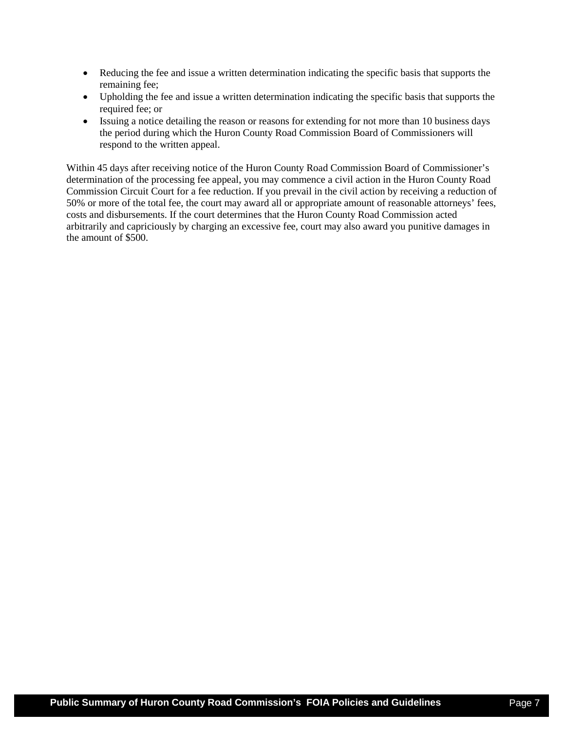- Reducing the fee and issue a written determination indicating the specific basis that supports the remaining fee;
- Upholding the fee and issue a written determination indicating the specific basis that supports the required fee; or
- Issuing a notice detailing the reason or reasons for extending for not more than 10 business days the period during which the Huron County Road Commission Board of Commissioners will respond to the written appeal.

Within 45 days after receiving notice of the Huron County Road Commission Board of Commissioner's determination of the processing fee appeal, you may commence a civil action in the Huron County Road Commission Circuit Court for a fee reduction. If you prevail in the civil action by receiving a reduction of 50% or more of the total fee, the court may award all or appropriate amount of reasonable attorneys' fees, costs and disbursements. If the court determines that the Huron County Road Commission acted arbitrarily and capriciously by charging an excessive fee, court may also award you punitive damages in the amount of $500.